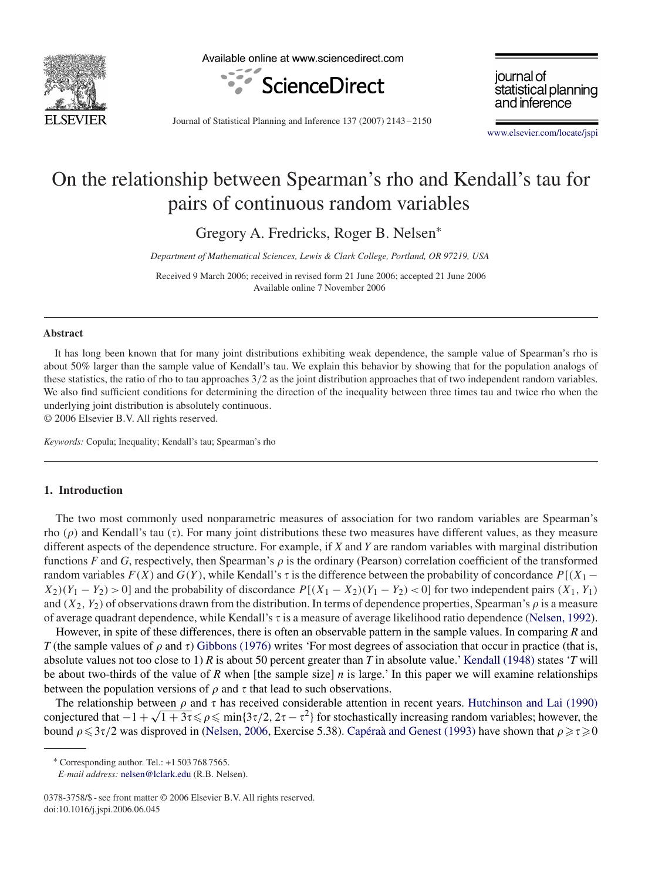# On the relationship between Spearman's rho and Kendall's tau for pairs of continuous random variables

Gregory A. Fredricks, Roger B. Nelsen*

*Department of Mathematical Sciences, Lewis & Clark College, Portland, OR 97219, USA*

Received 9 March 2006; received in revised form 21 June 2006; accepted 21 June 2006
Available online 7 November 2006

## Abstract

It has long been known that for many joint distributions exhibiting weak dependence, the sample value of Spearman's rho is about 50% larger than the sample value of Kendall's tau. We explain this behavior by showing that for the population analogs of these statistics, the ratio of rho to tau approaches 3/2 as the joint distribution approaches that of two independent random variables. We also find sufficient conditions for determining the direction of the inequality between three times tau and twice rho when the underlying joint distribution is absolutely continuous.

© 2006 Elsevier B.V. All rights reserved.

*Keywords:* Copula; Inequality; Kendall's tau; Spearman's rho

## 1. Introduction

The two most commonly used nonparametric measures of association for two random variables are Spearman's rho ($\rho$) and Kendall's tau ($\tau$). For many joint distributions these two measures have different values, as they measure different aspects of the dependence structure. For example, if $X$ and $Y$ are random variables with marginal distribution functions $F$ and $G$, respectively, then Spearman's $\rho$ is the ordinary (Pearson) correlation coefficient of the transformed random variables $F(X)$ and $G(Y)$, while Kendall's $\tau$ is the difference between the probability of concordance $P[(X_1 - X_2)(Y_1 - Y_2) > 0]$ and the probability of discordance $P[(X_1 - X_2)(Y_1 - Y_2) < 0]$ for two independent pairs $(X_1, Y_1)$ and $(X_2, Y_2)$ of observations drawn from the distribution. In terms of dependence properties, Spearman's $\rho$ is a measure of average quadrant dependence, while Kendall's $\tau$ is a measure of average likelihood ratio dependence (Nelsen, 1992).

However, in spite of these differences, there is often an observable pattern in the sample values. In comparing $R$ and $T$ (the sample values of $\rho$ and $\tau$) Gibbons (1976) writes 'For most degrees of association that occur in practice (that is, absolute values not too close to 1) $R$ is about 50 percent greater than $T$ in absolute value.' Kendall (1948) states '$T$ will be about two-thirds of the value of $R$ when [the sample size] $n$ is large.' In this paper we will examine relationships between the population versions of $\rho$ and $\tau$ that lead to such observations.

The relationship between $\rho$ and $\tau$ has received considerable attention in recent years. Hutchinson and Lai (1990) conjectured that $-1 + \sqrt{1 + 3\tau} \leqslant \rho \leqslant \min\{3\tau/2, 2\tau - \tau^2\}$ for stochastically increasing random variables; however, the bound $\rho \leqslant 3\tau/2$ was disproved in (Nelsen, 2006, Exercise 5.38). Capéraà and Genest (1993) have shown that $\rho \geqslant \tau \geqslant 0$

---

* Corresponding author. Tel.: +1 503 768 7565.
*E-mail address:* nelsen@lclark.edu (R.B. Nelsen).

0378-3758/$ - see front matter © 2006 Elsevier B.V. All rights reserved.
doi:10.1016/j.jspi.2006.06.045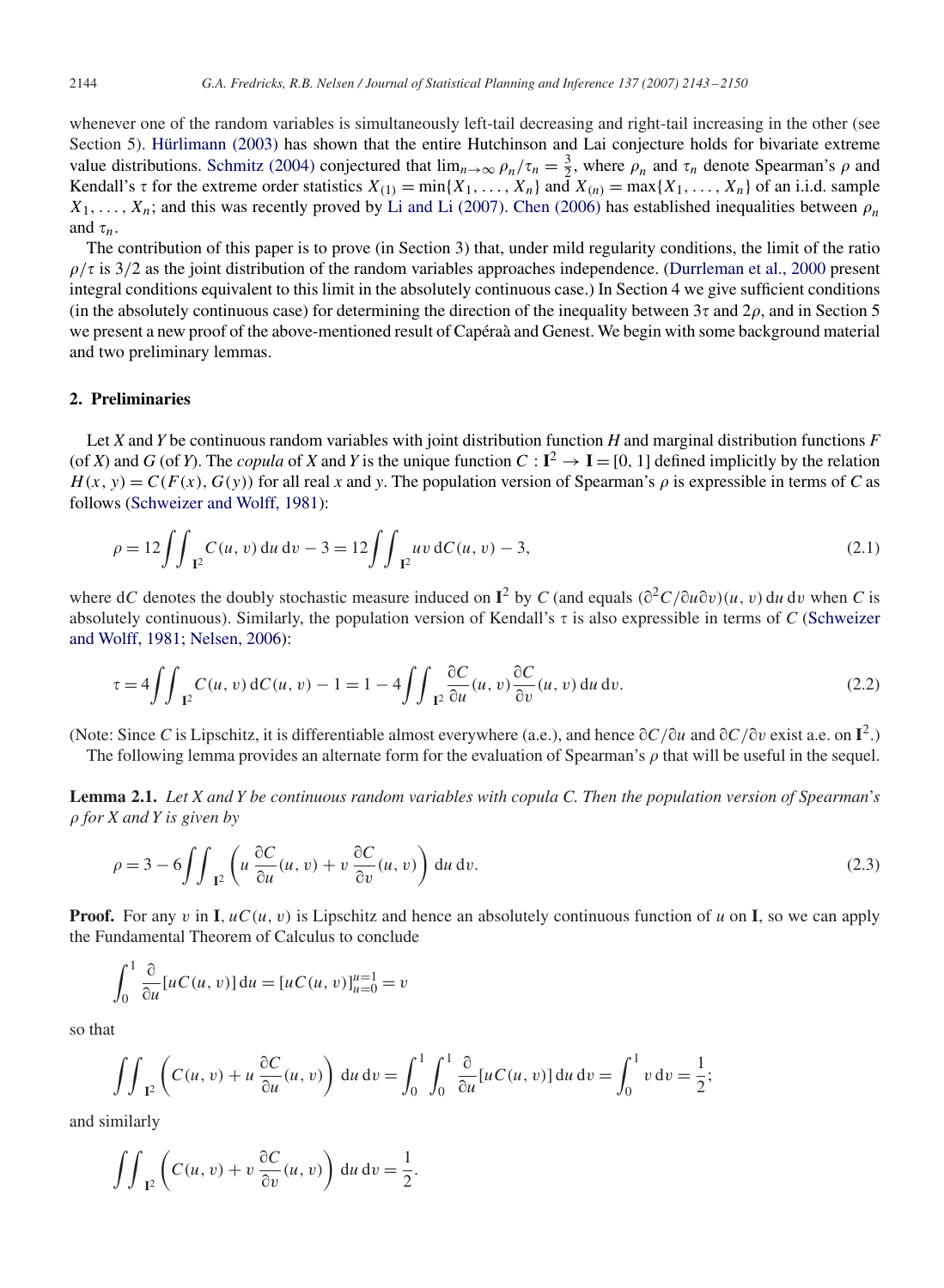whenever one of the random variables is simultaneously left-tail decreasing and right-tail increasing in the other (see Section 5). Hürlimann (2003) has shown that the entire Hutchinson and Lai conjecture holds for bivariate extreme value distributions. Schmitz (2004) conjectured that $\lim_{n\to\infty} \rho_n/\tau_n = \frac{3}{2}$, where $\rho_n$ and $\tau_n$ denote Spearman's $\rho$ and Kendall's $\tau$ for the extreme order statistics $X_{(1)} = \min\{X_1, \ldots, X_n\}$ and $X_{(n)} = \max\{X_1, \ldots, X_n\}$ of an i.i.d. sample $X_1, \ldots, X_n$; and this was recently proved by Li and Li (2007). Chen (2006) has established inequalities between $\rho_n$ and $\tau_n$.

The contribution of this paper is to prove (in Section 3) that, under mild regularity conditions, the limit of the ratio $\rho/\tau$ is 3/2 as the joint distribution of the random variables approaches independence. (Durrleman et al., 2000 present integral conditions equivalent to this limit in the absolutely continuous case.) In Section 4 we give sufficient conditions (in the absolutely continuous case) for determining the direction of the inequality between $3\tau$ and $2\rho$, and in Section 5 we present a new proof of the above-mentioned result of Capéraà and Genest. We begin with some background material and two preliminary lemmas.

## 2. Preliminaries

Let $X$ and $Y$ be continuous random variables with joint distribution function $H$ and marginal distribution functions $F$ (of $X$) and $G$ (of $Y$). The *copula* of $X$ and $Y$ is the unique function $C : \mathbf{I}^2 \to \mathbf{I} = [0, 1]$ defined implicitly by the relation $H(x, y) = C(F(x), G(y))$ for all real $x$ and $y$. The population version of Spearman's $\rho$ is expressible in terms of $C$ as follows (Schweizer and Wolff, 1981):

$$\rho = 12 \iint_{\mathbf{I}^2} C(u, v)\,\mathrm{d}u\,\mathrm{d}v - 3 = 12 \iint_{\mathbf{I}^2} uv\,\mathrm{d}C(u, v) - 3, \tag{2.1}$$

where $\mathrm{d}C$ denotes the doubly stochastic measure induced on $\mathbf{I}^2$ by $C$ (and equals $(\partial^2 C/\partial u \partial v)(u, v)\,\mathrm{d}u\,\mathrm{d}v$ when $C$ is absolutely continuous). Similarly, the population version of Kendall's $\tau$ is also expressible in terms of $C$ (Schweizer and Wolff, 1981; Nelsen, 2006):

$$\tau = 4 \iint_{\mathbf{I}^2} C(u, v)\,\mathrm{d}C(u, v) - 1 = 1 - 4 \iint_{\mathbf{I}^2} \frac{\partial C}{\partial u}(u, v) \frac{\partial C}{\partial v}(u, v)\,\mathrm{d}u\,\mathrm{d}v. \tag{2.2}$$

(Note: Since $C$ is Lipschitz, it is differentiable almost everywhere (a.e.), and hence $\partial C/\partial u$ and $\partial C/\partial v$ exist a.e. on $\mathbf{I}^2$.)

The following lemma provides an alternate form for the evaluation of Spearman's $\rho$ that will be useful in the sequel.

**Lemma 2.1.** *Let X and Y be continuous random variables with copula C. Then the population version of Spearman's $\rho$ for X and Y is given by*

$$\rho = 3 - 6 \iint_{\mathbf{I}^2} \left( u \frac{\partial C}{\partial u}(u, v) + v \frac{\partial C}{\partial v}(u, v) \right) \mathrm{d}u\,\mathrm{d}v. \tag{2.3}$$

**Proof.** For any $v$ in $\mathbf{I}$, $uC(u, v)$ is Lipschitz and hence an absolutely continuous function of $u$ on $\mathbf{I}$, so we can apply the Fundamental Theorem of Calculus to conclude

$$\int_0^1 \frac{\partial}{\partial u}[uC(u, v)]\,\mathrm{d}u = [uC(u, v)]_{u=0}^{u=1} = v$$

so that

$$\iint_{\mathbf{I}^2} \left( C(u, v) + u \frac{\partial C}{\partial u}(u, v) \right) \mathrm{d}u\,\mathrm{d}v = \int_0^1 \int_0^1 \frac{\partial}{\partial u}[uC(u, v)]\,\mathrm{d}u\,\mathrm{d}v = \int_0^1 v\,\mathrm{d}v = \frac{1}{2};$$

and similarly

$$\iint_{\mathbf{I}^2} \left( C(u, v) + v \frac{\partial C}{\partial v}(u, v) \right) \mathrm{d}u\,\mathrm{d}v = \frac{1}{2}.$$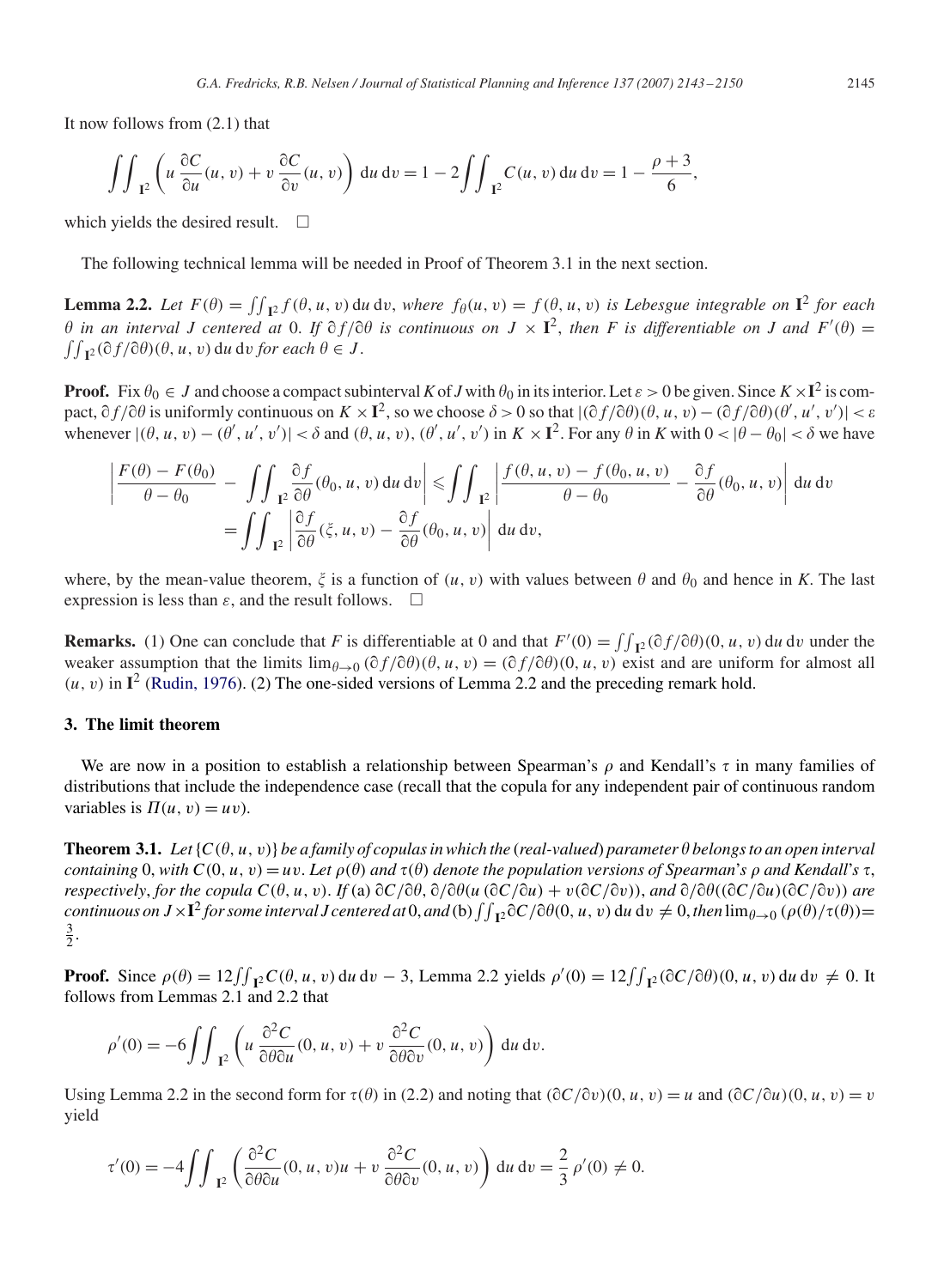It now follows from (2.1) that

$$\iint_{\mathbf{I}^2}\left(u\,\frac{\partial C}{\partial u}(u,v)+v\,\frac{\partial C}{\partial v}(u,v)\right)\,\mathrm{d}u\,\mathrm{d}v=1-2\iint_{\mathbf{I}^2}C(u,v)\,\mathrm{d}u\,\mathrm{d}v=1-\frac{\rho+3}{6},$$

which yields the desired result. □

The following technical lemma will be needed in Proof of Theorem 3.1 in the next section.

**Lemma 2.2.** *Let $F(\theta)=\iint_{\mathbf{I}^2} f(\theta,u,v)\,\mathrm{d}u\,\mathrm{d}v$, where $f_\theta(u,v)=f(\theta,u,v)$ is Lebesgue integrable on $\mathbf{I}^2$ for each $\theta$ in an interval $J$ centered at 0. If $\partial f/\partial\theta$ is continuous on $J\times\mathbf{I}^2$, then $F$ is differentiable on $J$ and $F'(\theta)=\iint_{\mathbf{I}^2}(\partial f/\partial\theta)(\theta,u,v)\,\mathrm{d}u\,\mathrm{d}v$ for each $\theta\in J$.*

**Proof.** Fix $\theta_0\in J$ and choose a compact subinterval $K$ of $J$ with $\theta_0$ in its interior. Let $\varepsilon>0$ be given. Since $K\times\mathbf{I}^2$ is compact, $\partial f/\partial\theta$ is uniformly continuous on $K\times\mathbf{I}^2$, so we choose $\delta>0$ so that $|(\partial f/\partial\theta)(\theta,u,v)-(\partial f/\partial\theta)(\theta',u',v')|<\varepsilon$ whenever $|(\theta,u,v)-(\theta',u',v')|<\delta$ and $(\theta,u,v),(\theta',u',v')$ in $K\times\mathbf{I}^2$. For any $\theta$ in $K$ with $0<|\theta-\theta_0|<\delta$ we have

$$\begin{aligned}\left|\frac{F(\theta)-F(\theta_0)}{\theta-\theta_0}-\iint_{\mathbf{I}^2}\frac{\partial f}{\partial\theta}(\theta_0,u,v)\,\mathrm{d}u\,\mathrm{d}v\right| &\leqslant \iint_{\mathbf{I}^2}\left|\frac{f(\theta,u,v)-f(\theta_0,u,v)}{\theta-\theta_0}-\frac{\partial f}{\partial\theta}(\theta_0,u,v)\right|\,\mathrm{d}u\,\mathrm{d}v\\ &=\iint_{\mathbf{I}^2}\left|\frac{\partial f}{\partial\theta}(\xi,u,v)-\frac{\partial f}{\partial\theta}(\theta_0,u,v)\right|\,\mathrm{d}u\,\mathrm{d}v,\end{aligned}$$

where, by the mean-value theorem, $\xi$ is a function of $(u,v)$ with values between $\theta$ and $\theta_0$ and hence in $K$. The last expression is less than $\varepsilon$, and the result follows. □

**Remarks.** (1) One can conclude that $F$ is differentiable at 0 and that $F'(0)=\iint_{\mathbf{I}^2}(\partial f/\partial\theta)(0,u,v)\,\mathrm{d}u\,\mathrm{d}v$ under the weaker assumption that the limits $\lim_{\theta\to 0}(\partial f/\partial\theta)(\theta,u,v)=(\partial f/\partial\theta)(0,u,v)$ exist and are uniform for almost all $(u,v)$ in $\mathbf{I}^2$ (Rudin, 1976). (2) The one-sided versions of Lemma 2.2 and the preceding remark hold.

## 3. The limit theorem

We are now in a position to establish a relationship between Spearman's $\rho$ and Kendall's $\tau$ in many families of distributions that include the independence case (recall that the copula for any independent pair of continuous random variables is $\Pi(u,v)=uv$).

**Theorem 3.1.** *Let $\{C(\theta,u,v)\}$ be a family of copulas in which the (real-valued) parameter $\theta$ belongs to an open interval containing 0, with $C(0,u,v)=uv$. Let $\rho(\theta)$ and $\tau(\theta)$ denote the population versions of Spearman's $\rho$ and Kendall's $\tau$, respectively, for the copula $C(\theta,u,v)$. If (a) $\partial C/\partial\theta$, $\partial/\partial\theta(u\,(\partial C/\partial u)+v(\partial C/\partial v))$, and $\partial/\partial\theta((\partial C/\partial u)(\partial C/\partial v))$ are continuous on $J\times\mathbf{I}^2$ for some interval $J$ centered at 0, and (b) $\iint_{\mathbf{I}^2}\partial C/\partial\theta(0,u,v)\,\mathrm{d}u\,\mathrm{d}v\neq 0$, then $\lim_{\theta\to 0}(\rho(\theta)/\tau(\theta))=\frac{3}{2}$.*

**Proof.** Since $\rho(\theta)=12\iint_{\mathbf{I}^2}C(\theta,u,v)\,\mathrm{d}u\,\mathrm{d}v-3$, Lemma 2.2 yields $\rho'(0)=12\iint_{\mathbf{I}^2}(\partial C/\partial\theta)(0,u,v)\,\mathrm{d}u\,\mathrm{d}v\neq 0$. It follows from Lemmas 2.1 and 2.2 that

$$\rho'(0)=-6\iint_{\mathbf{I}^2}\left(u\,\frac{\partial^2 C}{\partial\theta\partial u}(0,u,v)+v\,\frac{\partial^2 C}{\partial\theta\partial v}(0,u,v)\right)\,\mathrm{d}u\,\mathrm{d}v.$$

Using Lemma 2.2 in the second form for $\tau(\theta)$ in (2.2) and noting that $(\partial C/\partial v)(0,u,v)=u$ and $(\partial C/\partial u)(0,u,v)=v$ yield

$$\tau'(0)=-4\iint_{\mathbf{I}^2}\left(\frac{\partial^2 C}{\partial\theta\partial u}(0,u,v)u+v\,\frac{\partial^2 C}{\partial\theta\partial v}(0,u,v)\right)\,\mathrm{d}u\,\mathrm{d}v=\frac{2}{3}\,\rho'(0)\neq 0.$$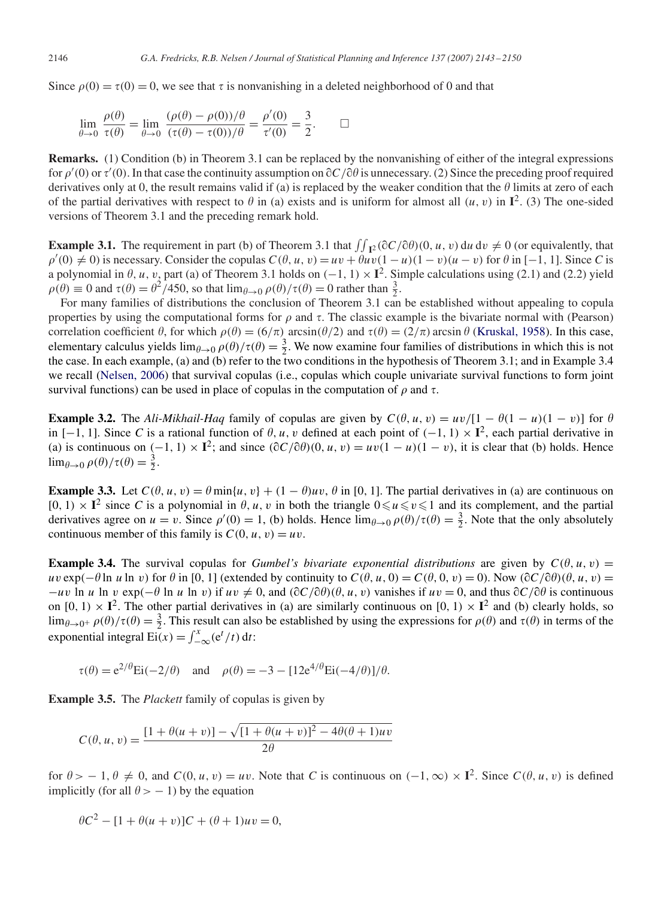Since $\rho(0) = \tau(0) = 0$, we see that $\tau$ is nonvanishing in a deleted neighborhood of 0 and that

$$\lim_{\theta \to 0} \frac{\rho(\theta)}{\tau(\theta)} = \lim_{\theta \to 0} \frac{(\rho(\theta) - \rho(0))/\theta}{(\tau(\theta) - \tau(0))/\theta} = \frac{\rho'(0)}{\tau'(0)} = \frac{3}{2}. \qquad \square$$

**Remarks.** (1) Condition (b) in Theorem 3.1 can be replaced by the nonvanishing of either of the integral expressions for $\rho'(0)$ or $\tau'(0)$. In that case the continuity assumption on $\partial C/\partial\theta$ is unnecessary. (2) Since the preceding proof required derivatives only at 0, the result remains valid if (a) is replaced by the weaker condition that the $\theta$ limits at zero of each of the partial derivatives with respect to $\theta$ in (a) exists and is uniform for almost all $(u, v)$ in $\mathbf{I}^2$. (3) The one-sided versions of Theorem 3.1 and the preceding remark hold.

**Example 3.1.** The requirement in part (b) of Theorem 3.1 that $\iint_{\mathbf{I}^2} (\partial C/\partial\theta)(0, u, v)\,du\,dv \neq 0$ (or equivalently, that $\rho'(0) \neq 0$) is necessary. Consider the copulas $C(\theta, u, v) = uv + \theta uv(1-u)(1-v)(u-v)$ for $\theta$ in $[-1, 1]$. Since $C$ is a polynomial in $\theta, u, v$, part (a) of Theorem 3.1 holds on $(-1, 1) \times \mathbf{I}^2$. Simple calculations using (2.1) and (2.2) yield $\rho(\theta) \equiv 0$ and $\tau(\theta) = \theta^2/450$, so that $\lim_{\theta\to 0} \rho(\theta)/\tau(\theta) = 0$ rather than $\frac{3}{2}$.

For many families of distributions the conclusion of Theorem 3.1 can be established without appealing to copula properties by using the computational forms for $\rho$ and $\tau$. The classic example is the bivariate normal with (Pearson) correlation coefficient $\theta$, for which $\rho(\theta) = (6/\pi)\arcsin(\theta/2)$ and $\tau(\theta) = (2/\pi)\arcsin\theta$ (Kruskal, 1958). In this case, elementary calculus yields $\lim_{\theta\to 0} \rho(\theta)/\tau(\theta) = \frac{3}{2}$. We now examine four families of distributions in which this is not the case. In each example, (a) and (b) refer to the two conditions in the hypothesis of Theorem 3.1; and in Example 3.4 we recall (Nelsen, 2006) that survival copulas (i.e., copulas which couple univariate survival functions to form joint survival functions) can be used in place of copulas in the computation of $\rho$ and $\tau$.

**Example 3.2.** The *Ali-Mikhail-Haq* family of copulas are given by $C(\theta, u, v) = uv/[1 - \theta(1-u)(1-v)]$ for $\theta$ in $[-1, 1]$. Since $C$ is a rational function of $\theta, u, v$ defined at each point of $(-1, 1) \times \mathbf{I}^2$, each partial derivative in (a) is continuous on $(-1, 1) \times \mathbf{I}^2$; and since $(\partial C/\partial\theta)(0, u, v) = uv(1-u)(1-v)$, it is clear that (b) holds. Hence $\lim_{\theta\to 0} \rho(\theta)/\tau(\theta) = \frac{3}{2}$.

**Example 3.3.** Let $C(\theta, u, v) = \theta \min\{u, v\} + (1-\theta)uv$, $\theta$ in $[0, 1]$. The partial derivatives in (a) are continuous on $[0, 1) \times \mathbf{I}^2$ since $C$ is a polynomial in $\theta, u, v$ in both the triangle $0 \leqslant u \leqslant v \leqslant 1$ and its complement, and the partial derivatives agree on $u = v$. Since $\rho'(0) = 1$, (b) holds. Hence $\lim_{\theta\to 0} \rho(\theta)/\tau(\theta) = \frac{3}{2}$. Note that the only absolutely continuous member of this family is $C(0, u, v) = uv$.

**Example 3.4.** The survival copulas for *Gumbel's bivariate exponential distributions* are given by $C(\theta, u, v) = uv\exp(-\theta \ln u \ln v)$ for $\theta$ in $[0, 1]$ (extended by continuity to $C(\theta, u, 0) = C(\theta, 0, v) = 0$). Now $(\partial C/\partial\theta)(\theta, u, v) = -uv \ln u \ln v \exp(-\theta \ln u \ln v)$ if $uv \neq 0$, and $(\partial C/\partial\theta)(\theta, u, v)$ vanishes if $uv = 0$, and thus $\partial C/\partial\theta$ is continuous on $[0, 1) \times \mathbf{I}^2$. The other partial derivatives in (a) are similarly continuous on $[0, 1) \times \mathbf{I}^2$ and (b) clearly holds, so $\lim_{\theta\to 0^+} \rho(\theta)/\tau(\theta) = \frac{3}{2}$. This result can also be established by using the expressions for $\rho(\theta)$ and $\tau(\theta)$ in terms of the exponential integral $\mathrm{Ei}(x) = \int_{-\infty}^{x} (e^t/t)\,dt$:

$$\tau(\theta) = e^{2/\theta}\mathrm{Ei}(-2/\theta) \quad \text{and} \quad \rho(\theta) = -3 - [12e^{4/\theta}\mathrm{Ei}(-4/\theta)]/\theta.$$

**Example 3.5.** The *Plackett* family of copulas is given by

$$C(\theta, u, v) = \frac{[1 + \theta(u+v)] - \sqrt{[1 + \theta(u+v)]^2 - 4\theta(\theta+1)uv}}{2\theta}$$

for $\theta > -1$, $\theta \neq 0$, and $C(0, u, v) = uv$. Note that $C$ is continuous on $(-1, \infty) \times \mathbf{I}^2$. Since $C(\theta, u, v)$ is defined implicitly (for all $\theta > -1$) by the equation

$$\theta C^2 - [1 + \theta(u+v)]C + (\theta+1)uv = 0,$$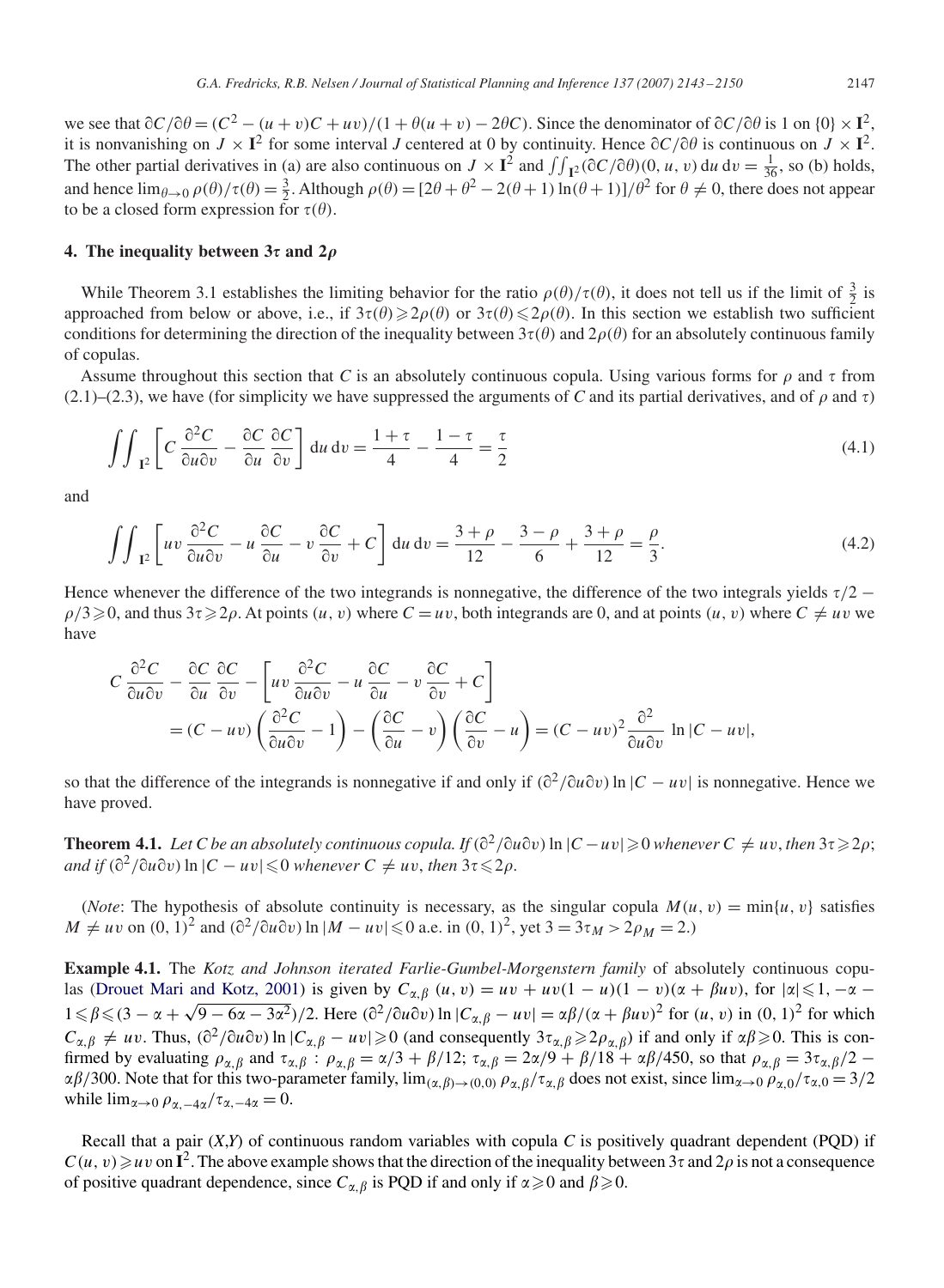we see that $\partial C/\partial\theta = (C^2 - (u+v)C + uv)/(1 + \theta(u+v) - 2\theta C)$. Since the denominator of $\partial C/\partial\theta$ is 1 on $\{0\} \times \mathbf{I}^2$, it is nonvanishing on $J \times \mathbf{I}^2$ for some interval $J$ centered at 0 by continuity. Hence $\partial C/\partial\theta$ is continuous on $J \times \mathbf{I}^2$. The other partial derivatives in (a) are also continuous on $J \times \mathbf{I}^2$ and $\iint_{\mathbf{I}^2} (\partial C/\partial\theta)(0, u, v)\, du\, dv = \frac{1}{36}$, so (b) holds, and hence $\lim_{\theta\to 0} \rho(\theta)/\tau(\theta) = \frac{3}{2}$. Although $\rho(\theta) = [2\theta + \theta^2 - 2(\theta+1)\ln(\theta+1)]/\theta^2$ for $\theta \neq 0$, there does not appear to be a closed form expression for $\tau(\theta)$.

## 4. The inequality between $3\tau$ and $2\rho$

While Theorem 3.1 establishes the limiting behavior for the ratio $\rho(\theta)/\tau(\theta)$, it does not tell us if the limit of $\frac{3}{2}$ is approached from below or above, i.e., if $3\tau(\theta) \geqslant 2\rho(\theta)$ or $3\tau(\theta) \leqslant 2\rho(\theta)$. In this section we establish two sufficient conditions for determining the direction of the inequality between $3\tau(\theta)$ and $2\rho(\theta)$ for an absolutely continuous family of copulas.

Assume throughout this section that $C$ is an absolutely continuous copula. Using various forms for $\rho$ and $\tau$ from (2.1)–(2.3), we have (for simplicity we have suppressed the arguments of $C$ and its partial derivatives, and of $\rho$ and $\tau$)

$$\iint_{\mathbf{I}^2} \left[ C\frac{\partial^2 C}{\partial u \partial v} - \frac{\partial C}{\partial u}\frac{\partial C}{\partial v} \right] du\, dv = \frac{1+\tau}{4} - \frac{1-\tau}{4} = \frac{\tau}{2} \tag{4.1}$$

and

$$\iint_{\mathbf{I}^2} \left[ uv\frac{\partial^2 C}{\partial u \partial v} - u\frac{\partial C}{\partial u} - v\frac{\partial C}{\partial v} + C \right] du\, dv = \frac{3+\rho}{12} - \frac{3-\rho}{6} + \frac{3+\rho}{12} = \frac{\rho}{3}. \tag{4.2}$$

Hence whenever the difference of the two integrands is nonnegative, the difference of the two integrals yields $\tau/2 - \rho/3 \geqslant 0$, and thus $3\tau \geqslant 2\rho$. At points $(u, v)$ where $C = uv$, both integrands are 0, and at points $(u, v)$ where $C \neq uv$ we have

$$\begin{aligned} C\frac{\partial^2 C}{\partial u \partial v} &- \frac{\partial C}{\partial u}\frac{\partial C}{\partial v} - \left[ uv\frac{\partial^2 C}{\partial u \partial v} - u\frac{\partial C}{\partial u} - v\frac{\partial C}{\partial v} + C \right] \\ &= (C - uv)\left(\frac{\partial^2 C}{\partial u \partial v} - 1\right) - \left(\frac{\partial C}{\partial u} - v\right)\left(\frac{\partial C}{\partial v} - u\right) = (C-uv)^2 \frac{\partial^2}{\partial u \partial v} \ln|C - uv|, \end{aligned}$$

so that the difference of the integrands is nonnegative if and only if $(\partial^2/\partial u\partial v)\ln|C - uv|$ is nonnegative. Hence we have proved.

**Theorem 4.1.** *Let $C$ be an absolutely continuous copula. If $(\partial^2/\partial u\partial v)\ln|C - uv| \geqslant 0$ whenever $C \neq uv$, then $3\tau \geqslant 2\rho$; and if $(\partial^2/\partial u\partial v)\ln|C - uv| \leqslant 0$ whenever $C \neq uv$, then $3\tau \leqslant 2\rho$.*

(*Note*: The hypothesis of absolute continuity is necessary, as the singular copula $M(u, v) = \min\{u, v\}$ satisfies $M \neq uv$ on $(0, 1)^2$ and $(\partial^2/\partial u\partial v)\ln|M - uv| \leqslant 0$ a.e. in $(0, 1)^2$, yet $3 = 3\tau_M > 2\rho_M = 2$.)

**Example 4.1.** The *Kotz and Johnson iterated Farlie-Gumbel-Morgenstern family* of absolutely continuous copulas (Drouet Mari and Kotz, 2001) is given by $C_{\alpha,\beta}(u, v) = uv + uv(1-u)(1-v)(\alpha + \beta uv)$, for $|\alpha| \leqslant 1$, $-\alpha - 1 \leqslant \beta \leqslant (3 - \alpha + \sqrt{9 - 6\alpha - 3\alpha^2})/2$. Here $(\partial^2/\partial u\partial v)\ln|C_{\alpha,\beta} - uv| = \alpha\beta/(\alpha + \beta uv)^2$ for $(u, v)$ in $(0, 1)^2$ for which $C_{\alpha,\beta} \neq uv$. Thus, $(\partial^2/\partial u\partial v)\ln|C_{\alpha,\beta} - uv| \geqslant 0$ (and consequently $3\tau_{\alpha,\beta} \geqslant 2\rho_{\alpha,\beta}$) if and only if $\alpha\beta \geqslant 0$. This is confirmed by evaluating $\rho_{\alpha,\beta}$ and $\tau_{\alpha,\beta}$ : $\rho_{\alpha,\beta} = \alpha/3 + \beta/12$; $\tau_{\alpha,\beta} = 2\alpha/9 + \beta/18 + \alpha\beta/450$, so that $\rho_{\alpha,\beta} = 3\tau_{\alpha,\beta}/2 - \alpha\beta/300$. Note that for this two-parameter family, $\lim_{(\alpha,\beta)\to(0,0)} \rho_{\alpha,\beta}/\tau_{\alpha,\beta}$ does not exist, since $\lim_{\alpha\to 0} \rho_{\alpha,0}/\tau_{\alpha,0} = 3/2$ while $\lim_{\alpha\to 0} \rho_{\alpha,-4\alpha}/\tau_{\alpha,-4\alpha} = 0$.

Recall that a pair $(X,Y)$ of continuous random variables with copula $C$ is positively quadrant dependent (PQD) if $C(u, v) \geqslant uv$ on $\mathbf{I}^2$. The above example shows that the direction of the inequality between $3\tau$ and $2\rho$ is not a consequence of positive quadrant dependence, since $C_{\alpha,\beta}$ is PQD if and only if $\alpha \geqslant 0$ and $\beta \geqslant 0$.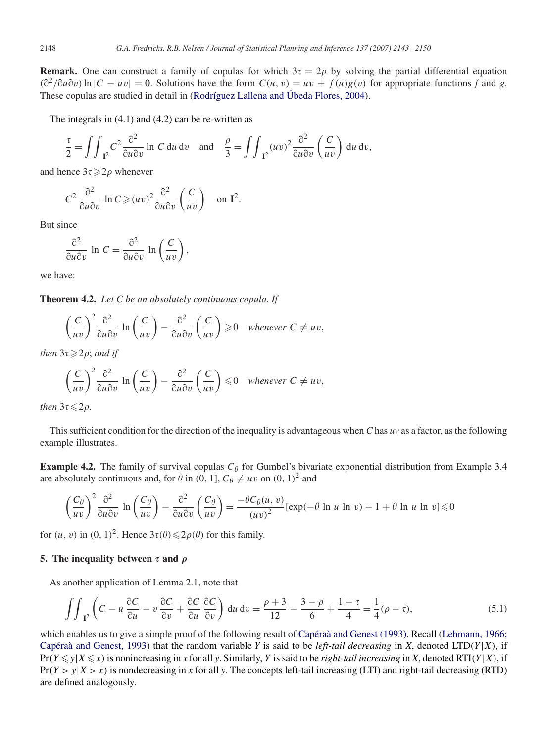**Remark.** One can construct a family of copulas for which $3\tau = 2\rho$ by solving the partial differential equation $(\partial^2/\partial u \partial v) \ln |C - uv| = 0$. Solutions have the form $C(u, v) = uv + f(u)g(v)$ for appropriate functions $f$ and $g$. These copulas are studied in detail in (Rodríguez Lallena and Úbeda Flores, 2004).

The integrals in (4.1) and (4.2) can be re-written as

$$\frac{\tau}{2} = \iint_{\mathbf{I}^2} C^2 \frac{\partial^2}{\partial u \partial v} \ln C \, \mathrm{d}u \, \mathrm{d}v \quad \text{and} \quad \frac{\rho}{3} = \iint_{\mathbf{I}^2} (uv)^2 \frac{\partial^2}{\partial u \partial v} \left( \frac{C}{uv} \right) \mathrm{d}u \, \mathrm{d}v,$$

and hence $3\tau \geqslant 2\rho$ whenever

$$C^2 \frac{\partial^2}{\partial u \partial v} \ln C \geqslant (uv)^2 \frac{\partial^2}{\partial u \partial v} \left( \frac{C}{uv} \right) \quad \text{on } \mathbf{I}^2.$$

But since

$$\frac{\partial^2}{\partial u \partial v} \ln C = \frac{\partial^2}{\partial u \partial v} \ln \left( \frac{C}{uv} \right),$$

we have:

**Theorem 4.2.** *Let $C$ be an absolutely continuous copula. If*

$$\left( \frac{C}{uv} \right)^2 \frac{\partial^2}{\partial u \partial v} \ln \left( \frac{C}{uv} \right) - \frac{\partial^2}{\partial u \partial v} \left( \frac{C}{uv} \right) \geqslant 0 \quad \textit{whenever } C \neq uv,$$

*then $3\tau \geqslant 2\rho$; and if*

$$\left( \frac{C}{uv} \right)^2 \frac{\partial^2}{\partial u \partial v} \ln \left( \frac{C}{uv} \right) - \frac{\partial^2}{\partial u \partial v} \left( \frac{C}{uv} \right) \leqslant 0 \quad \textit{whenever } C \neq uv,$$

*then $3\tau \leqslant 2\rho$.*

This sufficient condition for the direction of the inequality is advantageous when $C$ has $uv$ as a factor, as the following example illustrates.

**Example 4.2.** The family of survival copulas $C_\theta$ for Gumbel's bivariate exponential distribution from Example 3.4 are absolutely continuous and, for $\theta$ in $(0, 1]$, $C_\theta \neq uv$ on $(0, 1)^2$ and

$$\left( \frac{C_\theta}{uv} \right)^2 \frac{\partial^2}{\partial u \partial v} \ln \left( \frac{C_\theta}{uv} \right) - \frac{\partial^2}{\partial u \partial v} \left( \frac{C_\theta}{uv} \right) = \frac{-\theta C_\theta(u, v)}{(uv)^2} [\exp(-\theta \ln u \ln v) - 1 + \theta \ln u \ln v] \leqslant 0$$

for $(u, v)$ in $(0, 1)^2$. Hence $3\tau(\theta) \leqslant 2\rho(\theta)$ for this family.

## 5. The inequality between $\tau$ and $\rho$

As another application of Lemma 2.1, note that

$$\iint_{\mathbf{I}^2} \left( C - u \frac{\partial C}{\partial u} - v \frac{\partial C}{\partial v} + \frac{\partial C}{\partial u} \frac{\partial C}{\partial v} \right) \mathrm{d}u \, \mathrm{d}v = \frac{\rho + 3}{12} - \frac{3 - \rho}{6} + \frac{1 - \tau}{4} = \frac{1}{4}(\rho - \tau), \tag{5.1}$$

which enables us to give a simple proof of the following result of Capéraà and Genest (1993). Recall (Lehmann, 1966; Capéraà and Genest, 1993) that the random variable $Y$ is said to be *left-tail decreasing* in $X$, denoted LTD$(Y|X)$, if $\Pr(Y \leqslant y | X \leqslant x)$ is nonincreasing in $x$ for all $y$. Similarly, $Y$ is said to be *right-tail increasing* in $X$, denoted RTI$(Y|X)$, if $\Pr(Y > y | X > x)$ is nondecreasing in $x$ for all $y$. The concepts left-tail increasing (LTI) and right-tail decreasing (RTD) are defined analogously.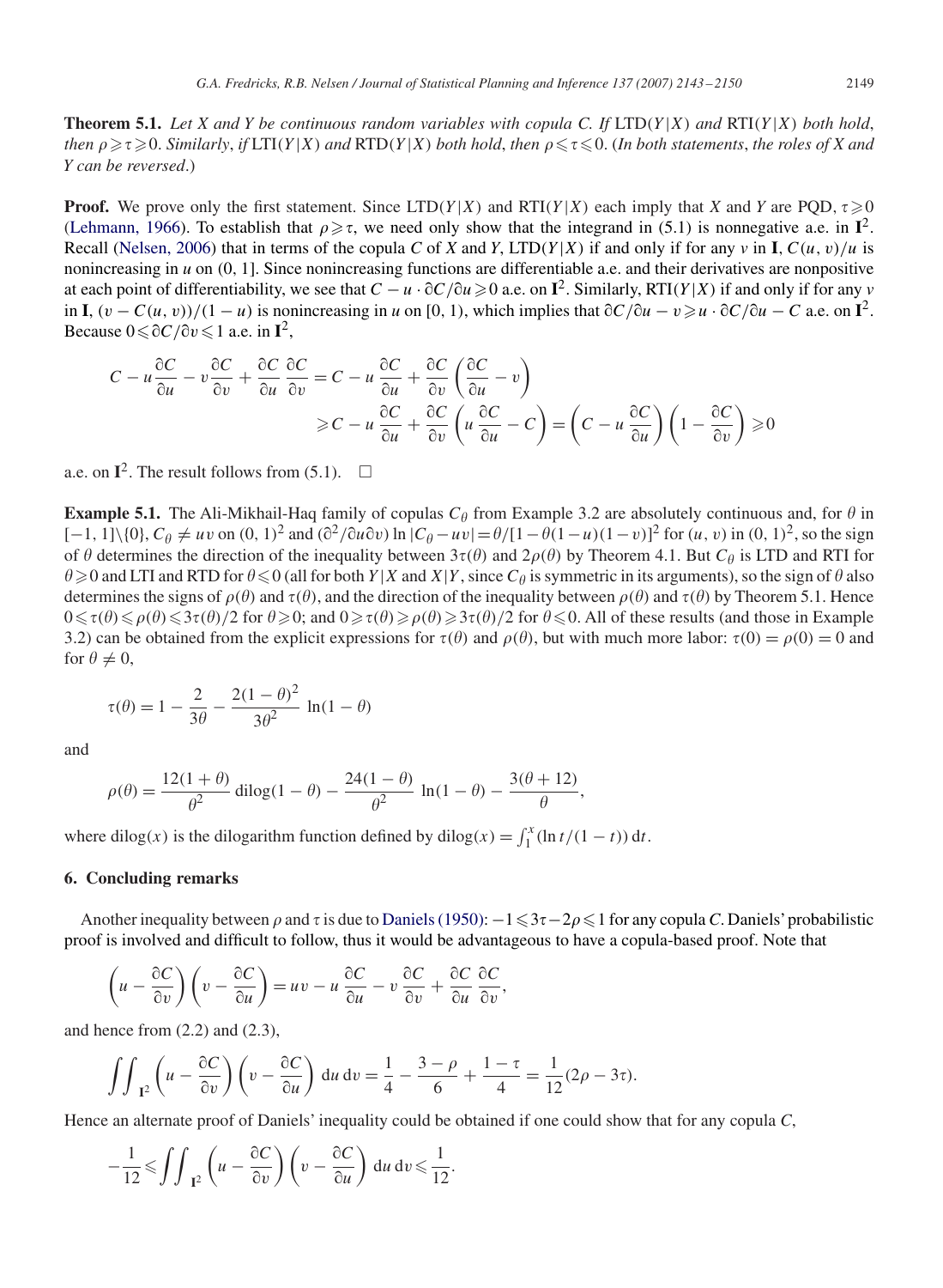**Theorem 5.1.** *Let X and Y be continuous random variables with copula C. If* LTD$(Y|X)$ *and* RTI$(Y|X)$ *both hold, then* $\rho \geqslant \tau \geqslant 0$. *Similarly, if* LTI$(Y|X)$ *and* RTD$(Y|X)$ *both hold, then* $\rho \leqslant \tau \leqslant 0$. *(In both statements, the roles of X and Y can be reversed.)*

**Proof.** We prove only the first statement. Since LTD$(Y|X)$ and RTI$(Y|X)$ each imply that $X$ and $Y$ are PQD, $\tau \geqslant 0$ (Lehmann, 1966). To establish that $\rho \geqslant \tau$, we need only show that the integrand in (5.1) is nonnegative a.e. in $\mathbf{I}^2$. Recall (Nelsen, 2006) that in terms of the copula $C$ of $X$ and $Y$, LTD$(Y|X)$ if and only if for any $v$ in $\mathbf{I}$, $C(u, v)/u$ is nonincreasing in $u$ on $(0, 1]$. Since nonincreasing functions are differentiable a.e. and their derivatives are nonpositive at each point of differentiability, we see that $C - u \cdot \partial C/\partial u \geqslant 0$ a.e. on $\mathbf{I}^2$. Similarly, RTI$(Y|X)$ if and only if for any $v$ in $\mathbf{I}$, $(v - C(u, v))/(1 - u)$ is nonincreasing in $u$ on $[0, 1)$, which implies that $\partial C/\partial u - v \geqslant u \cdot \partial C/\partial u - C$ a.e. on $\mathbf{I}^2$. Because $0 \leqslant \partial C/\partial v \leqslant 1$ a.e. in $\mathbf{I}^2$,

$$
\begin{aligned}
C - u\frac{\partial C}{\partial u} - v\frac{\partial C}{\partial v} + \frac{\partial C}{\partial u}\frac{\partial C}{\partial v} &= C - u\frac{\partial C}{\partial u} + \frac{\partial C}{\partial v}\left(\frac{\partial C}{\partial u} - v\right) \\
&\geqslant C - u\frac{\partial C}{\partial u} + \frac{\partial C}{\partial v}\left(u\frac{\partial C}{\partial u} - C\right) = \left(C - u\frac{\partial C}{\partial u}\right)\left(1 - \frac{\partial C}{\partial v}\right) \geqslant 0
\end{aligned}
$$

a.e. on $\mathbf{I}^2$. The result follows from (5.1). $\square$

**Example 5.1.** The Ali-Mikhail-Haq family of copulas $C_\theta$ from Example 3.2 are absolutely continuous and, for $\theta$ in $[-1, 1]\backslash\{0\}$, $C_\theta \neq uv$ on $(0, 1)^2$ and $(\partial^2/\partial u\partial v) \ln|C_\theta - uv| = \theta/[1 - \theta(1 - u)(1 - v)]^2$ for $(u, v)$ in $(0, 1)^2$, so the sign of $\theta$ determines the direction of the inequality between $3\tau(\theta)$ and $2\rho(\theta)$ by Theorem 4.1. But $C_\theta$ is LTD and RTI for $\theta \geqslant 0$ and LTI and RTD for $\theta \leqslant 0$ (all for both $Y|X$ and $X|Y$, since $C_\theta$ is symmetric in its arguments), so the sign of $\theta$ also determines the signs of $\rho(\theta)$ and $\tau(\theta)$, and the direction of the inequality between $\rho(\theta)$ and $\tau(\theta)$ by Theorem 5.1. Hence $0 \leqslant \tau(\theta) \leqslant \rho(\theta) \leqslant 3\tau(\theta)/2$ for $\theta \geqslant 0$; and $0 \geqslant \tau(\theta) \geqslant \rho(\theta) \geqslant 3\tau(\theta)/2$ for $\theta \leqslant 0$. All of these results (and those in Example 3.2) can be obtained from the explicit expressions for $\tau(\theta)$ and $\rho(\theta)$, but with much more labor: $\tau(0) = \rho(0) = 0$ and for $\theta \neq 0$,

$$
\tau(\theta) = 1 - \frac{2}{3\theta} - \frac{2(1 - \theta)^2}{3\theta^2}\ln(1 - \theta)
$$

and

$$
\rho(\theta) = \frac{12(1 + \theta)}{\theta^2}\,\mathrm{dilog}(1 - \theta) - \frac{24(1 - \theta)}{\theta^2}\ln(1 - \theta) - \frac{3(\theta + 12)}{\theta},
$$

where $\mathrm{dilog}(x)$ is the dilogarithm function defined by $\mathrm{dilog}(x) = \int_1^x (\ln t/(1 - t))\,\mathrm{d}t$.

## 6. Concluding remarks

Another inequality between $\rho$ and $\tau$ is due to Daniels (1950): $-1 \leqslant 3\tau - 2\rho \leqslant 1$ for any copula $C$. Daniels' probabilistic proof is involved and difficult to follow, thus it would be advantageous to have a copula-based proof. Note that

$$
\left(u - \frac{\partial C}{\partial v}\right)\left(v - \frac{\partial C}{\partial u}\right) = uv - u\frac{\partial C}{\partial u} - v\frac{\partial C}{\partial v} + \frac{\partial C}{\partial u}\frac{\partial C}{\partial v},
$$

and hence from (2.2) and (2.3),

$$
\iint_{\mathbf{I}^2}\left(u - \frac{\partial C}{\partial v}\right)\left(v - \frac{\partial C}{\partial u}\right)\mathrm{d}u\,\mathrm{d}v = \frac{1}{4} - \frac{3 - \rho}{6} + \frac{1 - \tau}{4} = \frac{1}{12}(2\rho - 3\tau).
$$

Hence an alternate proof of Daniels' inequality could be obtained if one could show that for any copula $C$,

$$
-\frac{1}{12} \leqslant \iint_{\mathbf{I}^2}\left(u - \frac{\partial C}{\partial v}\right)\left(v - \frac{\partial C}{\partial u}\right)\mathrm{d}u\,\mathrm{d}v \leqslant \frac{1}{12}.
$$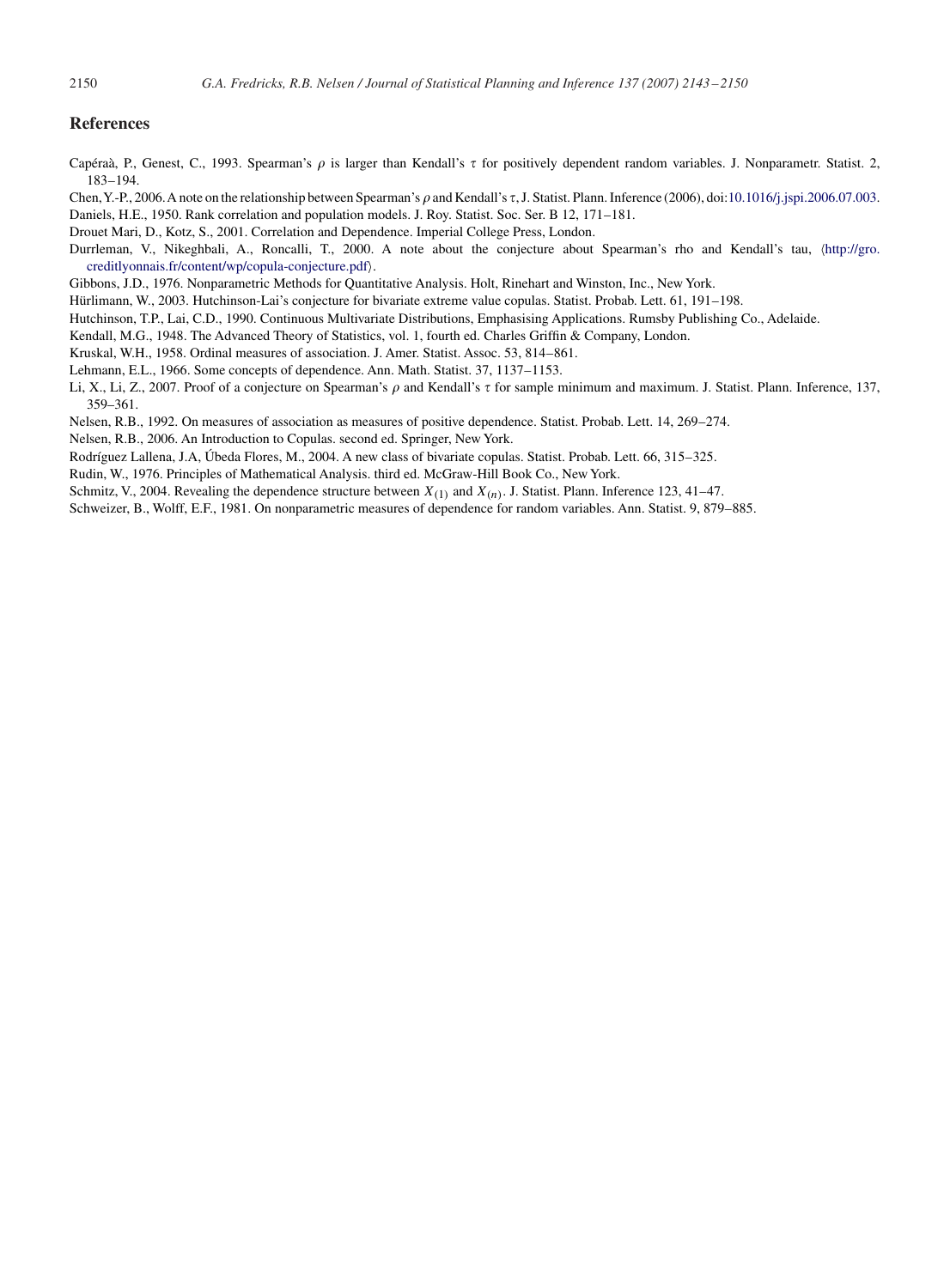## References

Capéraà, P., Genest, C., 1993. Spearman's $\rho$ is larger than Kendall's $\tau$ for positively dependent random variables. J. Nonparametr. Statist. 2, 183–194.

Chen, Y.-P., 2006. A note on the relationship between Spearman's $\rho$ and Kendall's $\tau$, J. Statist. Plann. Inference (2006), doi:10.1016/j.jspi.2006.07.003.

Daniels, H.E., 1950. Rank correlation and population models. J. Roy. Statist. Soc. Ser. B 12, 171–181.

Drouet Mari, D., Kotz, S., 2001. Correlation and Dependence. Imperial College Press, London.

Durrleman, V., Nikeghbali, A., Roncalli, T., 2000. A note about the conjecture about Spearman's rho and Kendall's tau, ⟨http://gro.creditlyonnais.fr/content/wp/copula-conjecture.pdf⟩.

Gibbons, J.D., 1976. Nonparametric Methods for Quantitative Analysis. Holt, Rinehart and Winston, Inc., New York.

Hürlimann, W., 2003. Hutchinson-Lai's conjecture for bivariate extreme value copulas. Statist. Probab. Lett. 61, 191–198.

Hutchinson, T.P., Lai, C.D., 1990. Continuous Multivariate Distributions, Emphasising Applications. Rumsby Publishing Co., Adelaide.

Kendall, M.G., 1948. The Advanced Theory of Statistics, vol. 1, fourth ed. Charles Griffin & Company, London.

Kruskal, W.H., 1958. Ordinal measures of association. J. Amer. Statist. Assoc. 53, 814–861.

Lehmann, E.L., 1966. Some concepts of dependence. Ann. Math. Statist. 37, 1137–1153.

Li, X., Li, Z., 2007. Proof of a conjecture on Spearman's $\rho$ and Kendall's $\tau$ for sample minimum and maximum. J. Statist. Plann. Inference, 137, 359–361.

Nelsen, R.B., 1992. On measures of association as measures of positive dependence. Statist. Probab. Lett. 14, 269–274.

Nelsen, R.B., 2006. An Introduction to Copulas. second ed. Springer, New York.

Rodríguez Lallena, J.A, Úbeda Flores, M., 2004. A new class of bivariate copulas. Statist. Probab. Lett. 66, 315–325.

Rudin, W., 1976. Principles of Mathematical Analysis. third ed. McGraw-Hill Book Co., New York.

Schmitz, V., 2004. Revealing the dependence structure between $X_{(1)}$ and $X_{(n)}$. J. Statist. Plann. Inference 123, 41–47.

Schweizer, B., Wolff, E.F., 1981. On nonparametric measures of dependence for random variables. Ann. Statist. 9, 879–885.